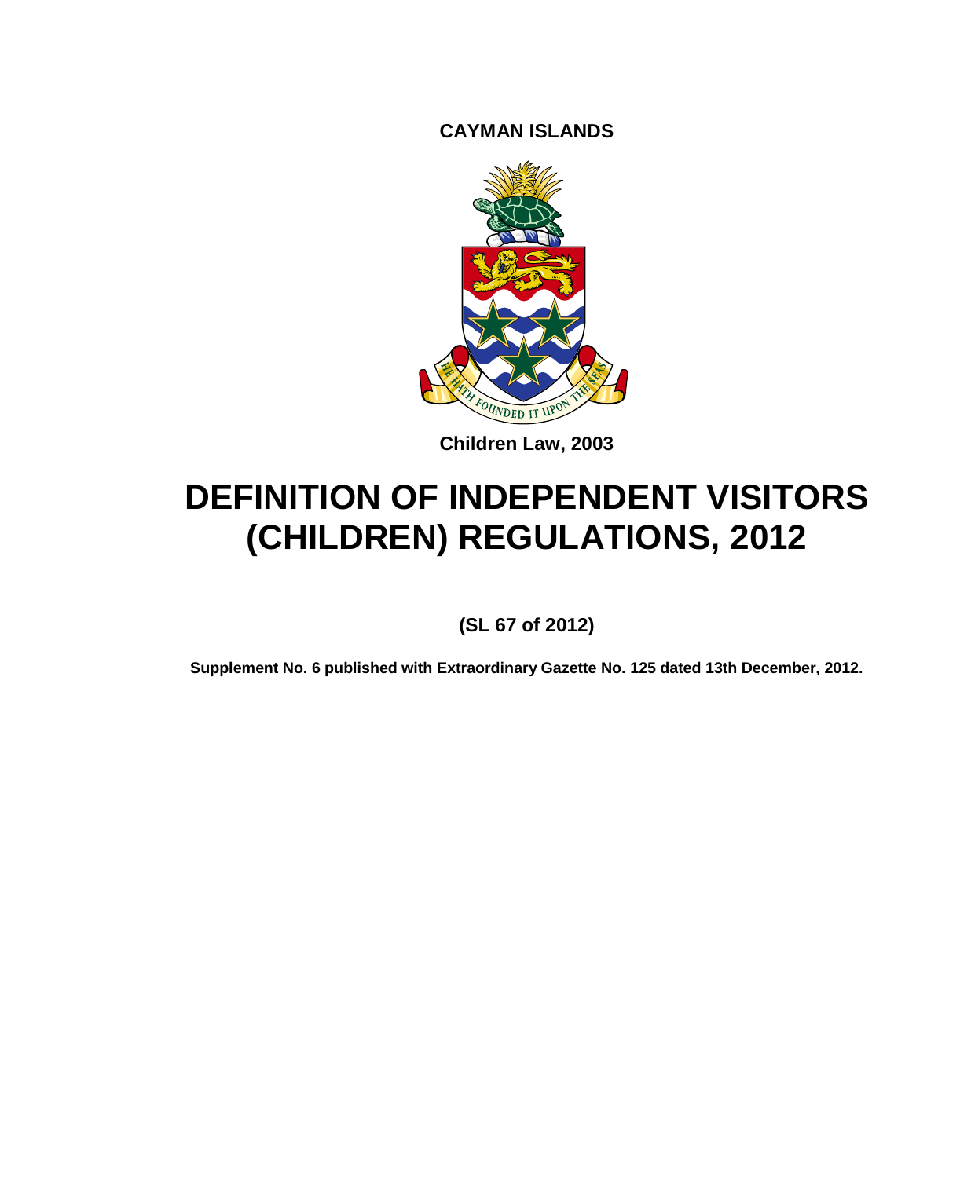**CAYMAN ISLANDS**

Children Law, 2003

# DEFINITION OF INDEPENDENT VISITORS (CHILDREN) REGULATIONS, 2012

**(SL 67 of 2012)**

**Supplement No. 6 published with Extraordinary Gazette No. 125 dated 13th December, 2012.**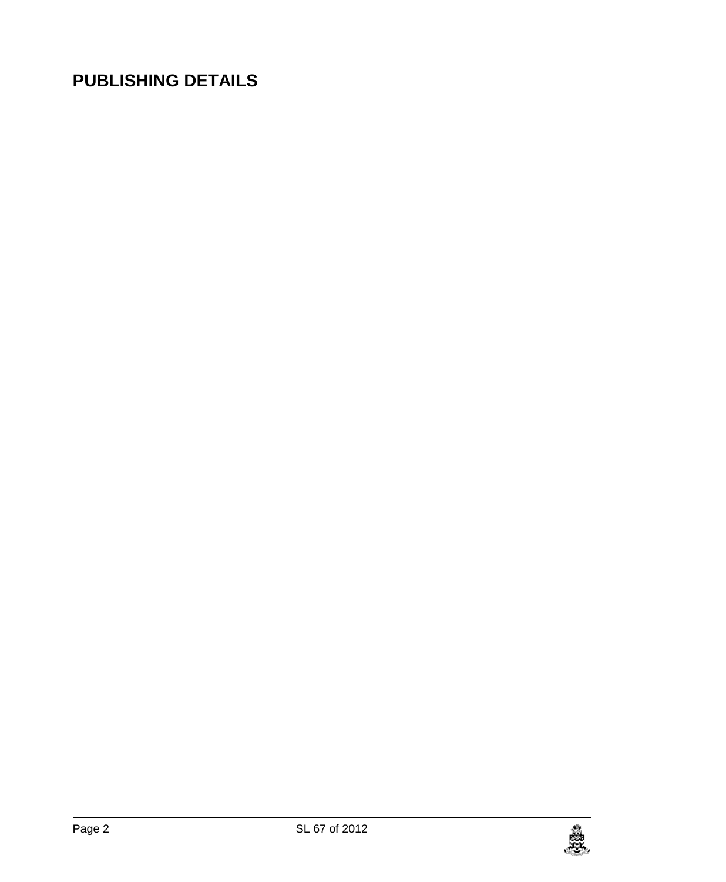# PUBLISHING DETAILS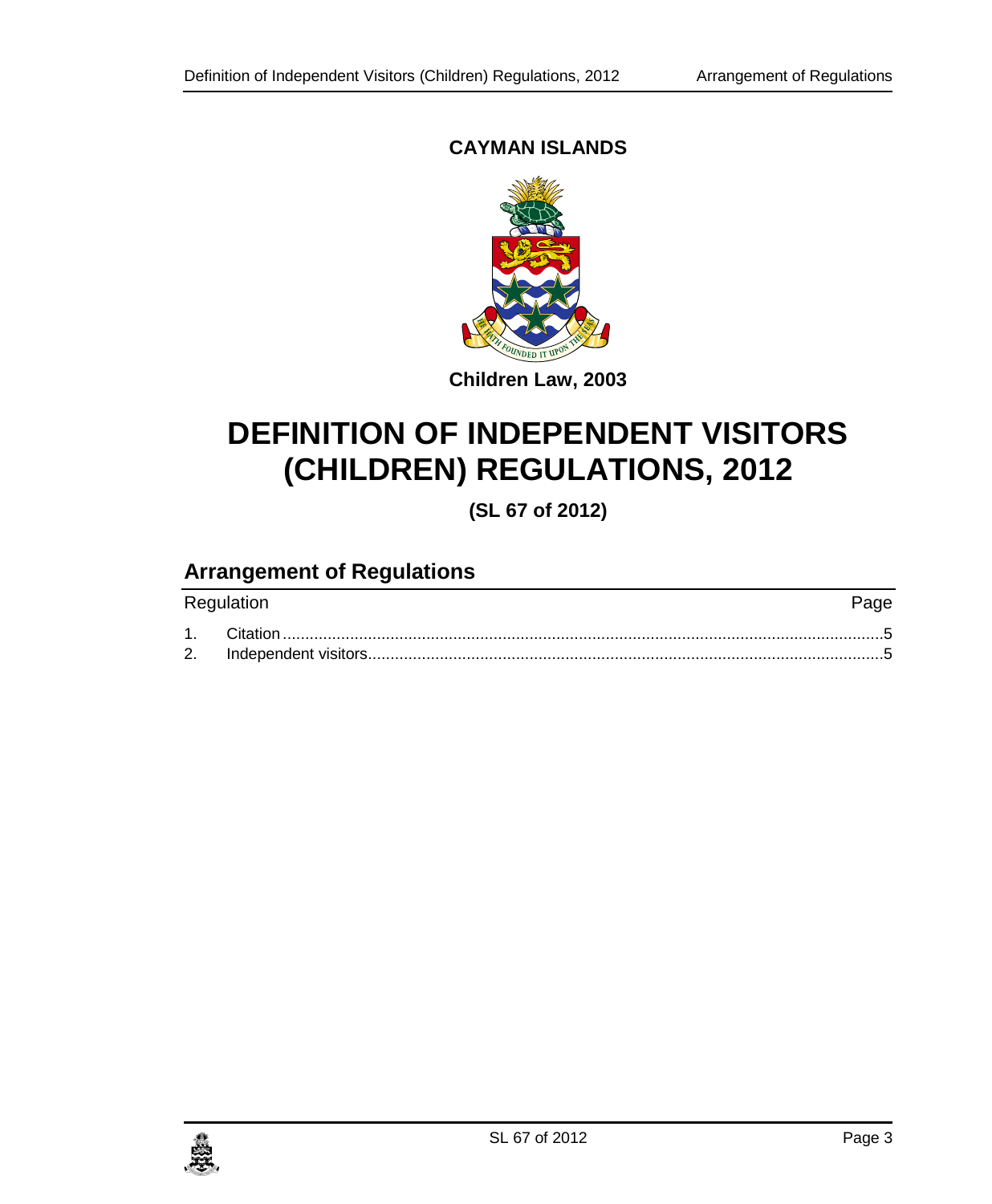**CAYMAN ISLANDS**

**Children Law, 2003**

# DEFINITION OF INDEPENDENT VISITORS (CHILDREN) REGULATIONS, 2012

**(SL 67 of 2012)**

## Arrangement of Regulations

| Regulation | | Page |
|---|---|---|
| 1. | Citation | 5 |
| 2. | Independent visitors | 5 |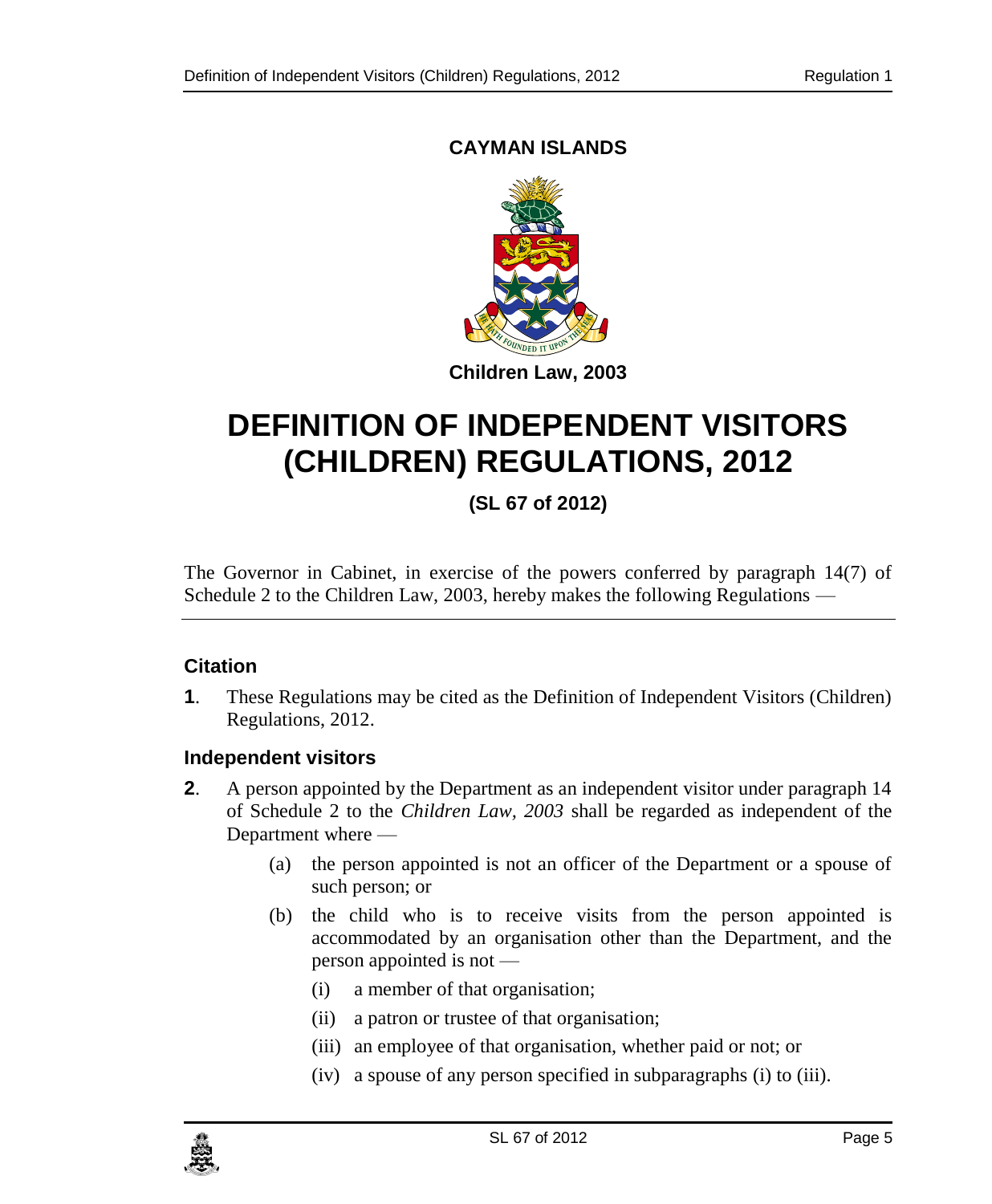**CAYMAN ISLANDS**

**Children Law, 2003**

# DEFINITION OF INDEPENDENT VISITORS (CHILDREN) REGULATIONS, 2012

**(SL 67 of 2012)**

The Governor in Cabinet, in exercise of the powers conferred by paragraph 14(7) of Schedule 2 to the Children Law, 2003, hereby makes the following Regulations —

### Citation

**1**. These Regulations may be cited as the Definition of Independent Visitors (Children) Regulations, 2012.

### Independent visitors

**2**. A person appointed by the Department as an independent visitor under paragraph 14 of Schedule 2 to the *Children Law, 2003* shall be regarded as independent of the Department where —

(a) the person appointed is not an officer of the Department or a spouse of such person; or

(b) the child who is to receive visits from the person appointed is accommodated by an organisation other than the Department, and the person appointed is not —

(i) a member of that organisation;

(ii) a patron or trustee of that organisation;

(iii) an employee of that organisation, whether paid or not; or

(iv) a spouse of any person specified in subparagraphs (i) to (iii).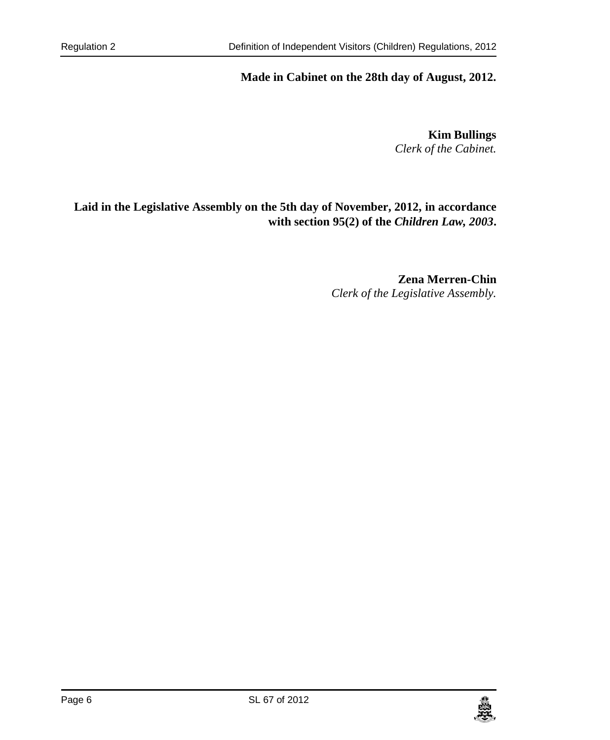**Made in Cabinet on the 28th day of August, 2012.**

**Kim Bullings**
*Clerk of the Cabinet.*

**Laid in the Legislative Assembly on the 5th day of November, 2012, in accordance with section 95(2) of the *Children Law, 2003*.**

**Zena Merren-Chin**
*Clerk of the Legislative Assembly.*